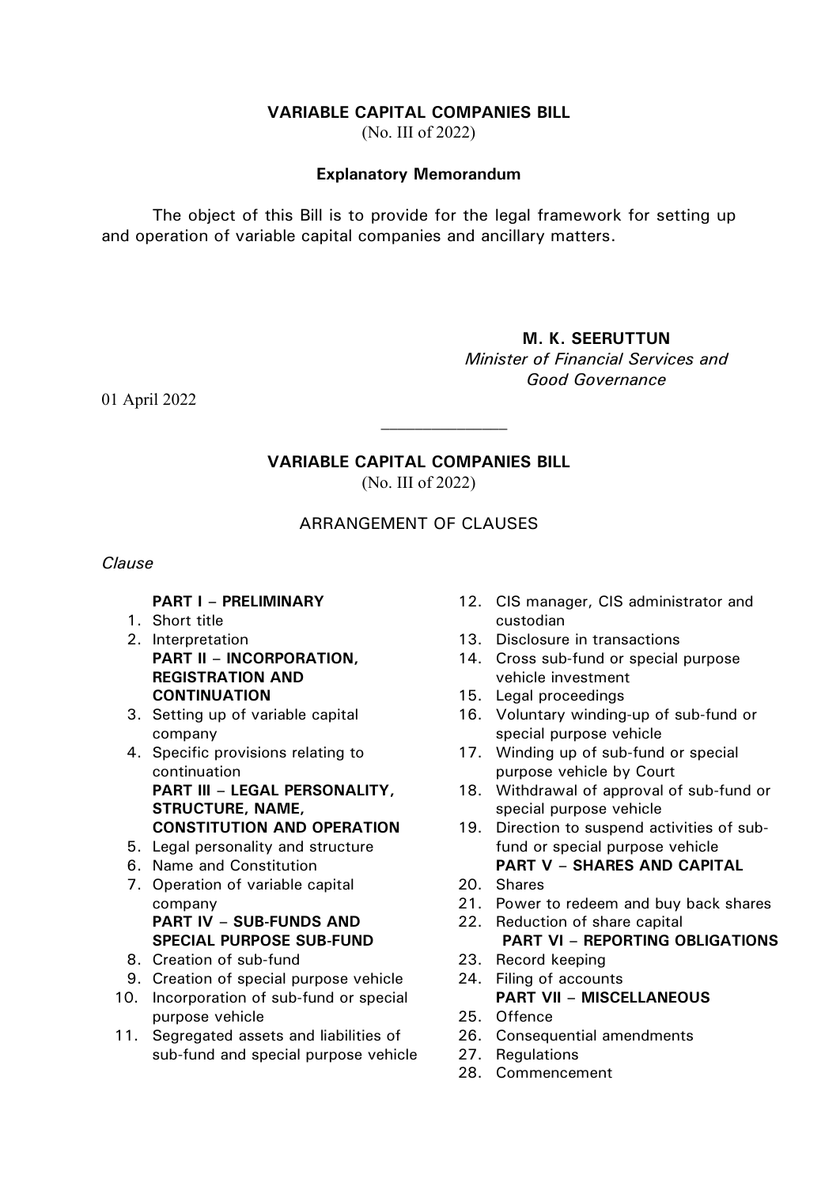# VARIABLE CAPITAL COMPANIES BILL

(No. III of 2022)

## Explanatory Memorandum

The object of this Bill is to provide for the legal framework for setting up and operation of variable capital companies and ancillary matters.

**M. K. SEERUTTUN**
*Minister of Financial Services and Good Governance*

01 April 2022

---

# VARIABLE CAPITAL COMPANIES BILL

(No. III of 2022)

## ARRANGEMENT OF CLAUSES

*Clause*

**PART I – PRELIMINARY**

1. Short title
2. Interpretation

**PART II – INCORPORATION, REGISTRATION AND CONTINUATION**

3. Setting up of variable capital company
4. Specific provisions relating to continuation

**PART III – LEGAL PERSONALITY, STRUCTURE, NAME, CONSTITUTION AND OPERATION**

5. Legal personality and structure
6. Name and Constitution
7. Operation of variable capital company

**PART IV – SUB-FUNDS AND SPECIAL PURPOSE SUB-FUND**

8. Creation of sub-fund
9. Creation of special purpose vehicle
10. Incorporation of sub-fund or special purpose vehicle
11. Segregated assets and liabilities of sub-fund and special purpose vehicle
12. CIS manager, CIS administrator and custodian
13. Disclosure in transactions
14. Cross sub-fund or special purpose vehicle investment
15. Legal proceedings
16. Voluntary winding-up of sub-fund or special purpose vehicle
17. Winding up of sub-fund or special purpose vehicle by Court
18. Withdrawal of approval of sub-fund or special purpose vehicle
19. Direction to suspend activities of sub-fund or special purpose vehicle

**PART V – SHARES AND CAPITAL**

20. Shares
21. Power to redeem and buy back shares
22. Reduction of share capital

**PART VI – REPORTING OBLIGATIONS**

23. Record keeping
24. Filing of accounts

**PART VII – MISCELLANEOUS**

25. Offence
26. Consequential amendments
27. Regulations
28. Commencement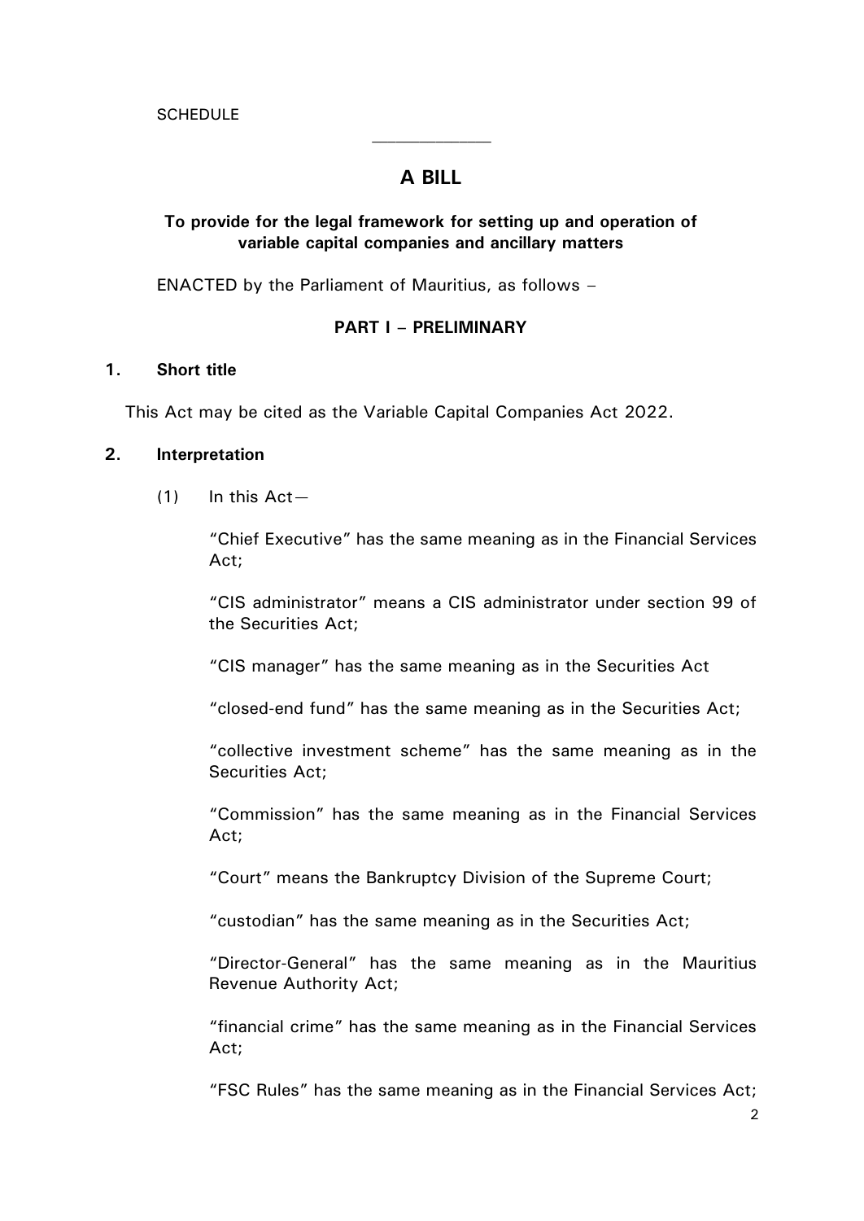SCHEDULE

---

# A BILL

**To provide for the legal framework for setting up and operation of variable capital companies and ancillary matters**

ENACTED by the Parliament of Mauritius, as follows –

## PART I – PRELIMINARY

### 1. Short title

This Act may be cited as the Variable Capital Companies Act 2022.

### 2. Interpretation

(1) In this Act—

"Chief Executive" has the same meaning as in the Financial Services Act;

"CIS administrator" means a CIS administrator under section 99 of the Securities Act;

"CIS manager" has the same meaning as in the Securities Act

"closed-end fund" has the same meaning as in the Securities Act;

"collective investment scheme" has the same meaning as in the Securities Act;

"Commission" has the same meaning as in the Financial Services Act;

"Court" means the Bankruptcy Division of the Supreme Court;

"custodian" has the same meaning as in the Securities Act;

"Director-General" has the same meaning as in the Mauritius Revenue Authority Act;

"financial crime" has the same meaning as in the Financial Services Act;

"FSC Rules" has the same meaning as in the Financial Services Act;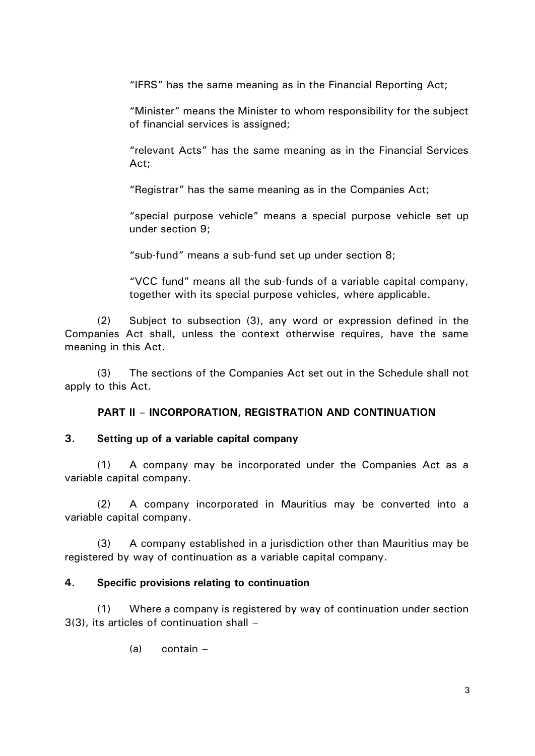"IFRS" has the same meaning as in the Financial Reporting Act;

"Minister" means the Minister to whom responsibility for the subject of financial services is assigned;

"relevant Acts" has the same meaning as in the Financial Services Act;

"Registrar" has the same meaning as in the Companies Act;

"special purpose vehicle" means a special purpose vehicle set up under section 9;

"sub-fund" means a sub-fund set up under section 8;

"VCC fund" means all the sub-funds of a variable capital company, together with its special purpose vehicles, where applicable.

(2) Subject to subsection (3), any word or expression defined in the Companies Act shall, unless the context otherwise requires, have the same meaning in this Act.

(3) The sections of the Companies Act set out in the Schedule shall not apply to this Act.

## PART II – INCORPORATION, REGISTRATION AND CONTINUATION

### 3. Setting up of a variable capital company

(1) A company may be incorporated under the Companies Act as a variable capital company.

(2) A company incorporated in Mauritius may be converted into a variable capital company.

(3) A company established in a jurisdiction other than Mauritius may be registered by way of continuation as a variable capital company.

### 4. Specific provisions relating to continuation

(1) Where a company is registered by way of continuation under section 3(3), its articles of continuation shall –

(a) contain –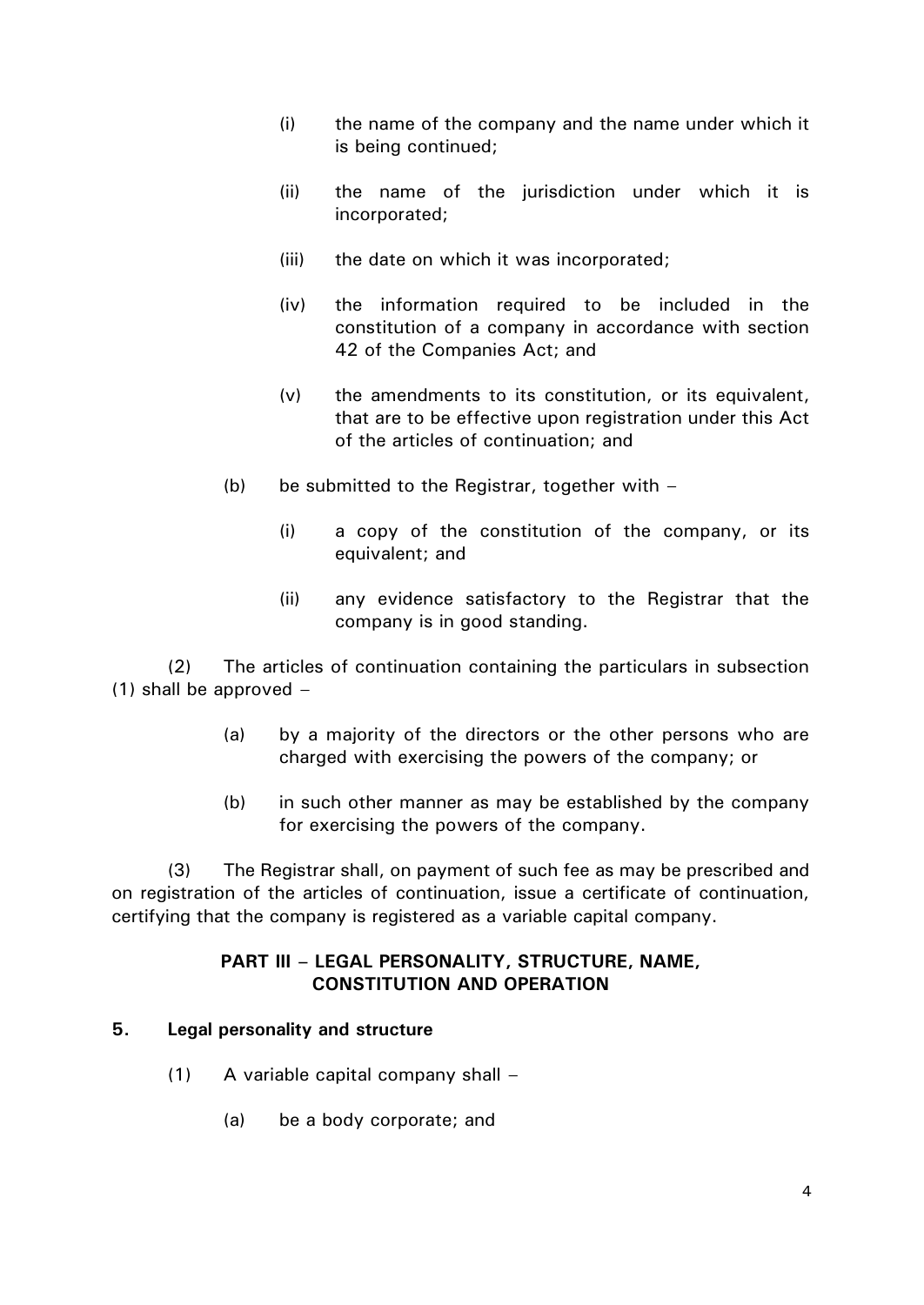(i) the name of the company and the name under which it is being continued;

(ii) the name of the jurisdiction under which it is incorporated;

(iii) the date on which it was incorporated;

(iv) the information required to be included in the constitution of a company in accordance with section 42 of the Companies Act; and

(v) the amendments to its constitution, or its equivalent, that are to be effective upon registration under this Act of the articles of continuation; and

(b) be submitted to the Registrar, together with –

(i) a copy of the constitution of the company, or its equivalent; and

(ii) any evidence satisfactory to the Registrar that the company is in good standing.

(2) The articles of continuation containing the particulars in subsection (1) shall be approved –

(a) by a majority of the directors or the other persons who are charged with exercising the powers of the company; or

(b) in such other manner as may be established by the company for exercising the powers of the company.

(3) The Registrar shall, on payment of such fee as may be prescribed and on registration of the articles of continuation, issue a certificate of continuation, certifying that the company is registered as a variable capital company.

## PART III – LEGAL PERSONALITY, STRUCTURE, NAME, CONSTITUTION AND OPERATION

### 5. Legal personality and structure

(1) A variable capital company shall –

(a) be a body corporate; and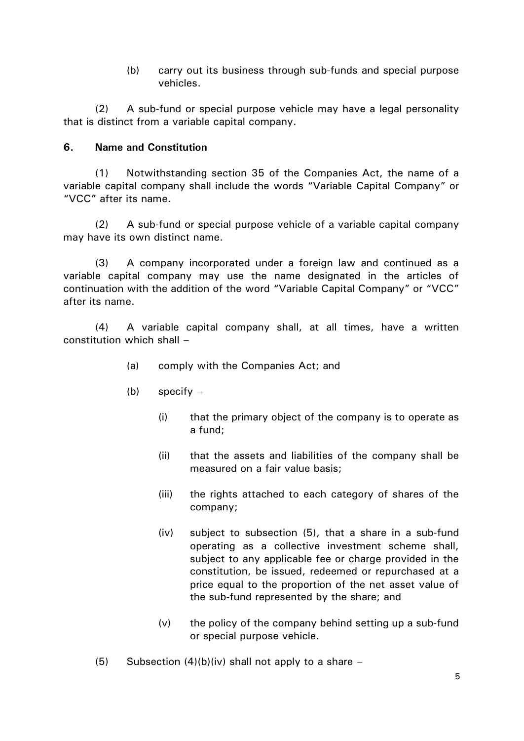(b) carry out its business through sub-funds and special purpose vehicles.

(2) A sub-fund or special purpose vehicle may have a legal personality that is distinct from a variable capital company.

**6. Name and Constitution**

(1) Notwithstanding section 35 of the Companies Act, the name of a variable capital company shall include the words "Variable Capital Company" or "VCC" after its name.

(2) A sub-fund or special purpose vehicle of a variable capital company may have its own distinct name.

(3) A company incorporated under a foreign law and continued as a variable capital company may use the name designated in the articles of continuation with the addition of the word "Variable Capital Company" or "VCC" after its name.

(4) A variable capital company shall, at all times, have a written constitution which shall –

- (a) comply with the Companies Act; and
- (b) specify –
  - (i) that the primary object of the company is to operate as a fund;
  - (ii) that the assets and liabilities of the company shall be measured on a fair value basis;
  - (iii) the rights attached to each category of shares of the company;
  - (iv) subject to subsection (5), that a share in a sub-fund operating as a collective investment scheme shall, subject to any applicable fee or charge provided in the constitution, be issued, redeemed or repurchased at a price equal to the proportion of the net asset value of the sub-fund represented by the share; and
  - (v) the policy of the company behind setting up a sub-fund or special purpose vehicle.

(5) Subsection (4)(b)(iv) shall not apply to a share –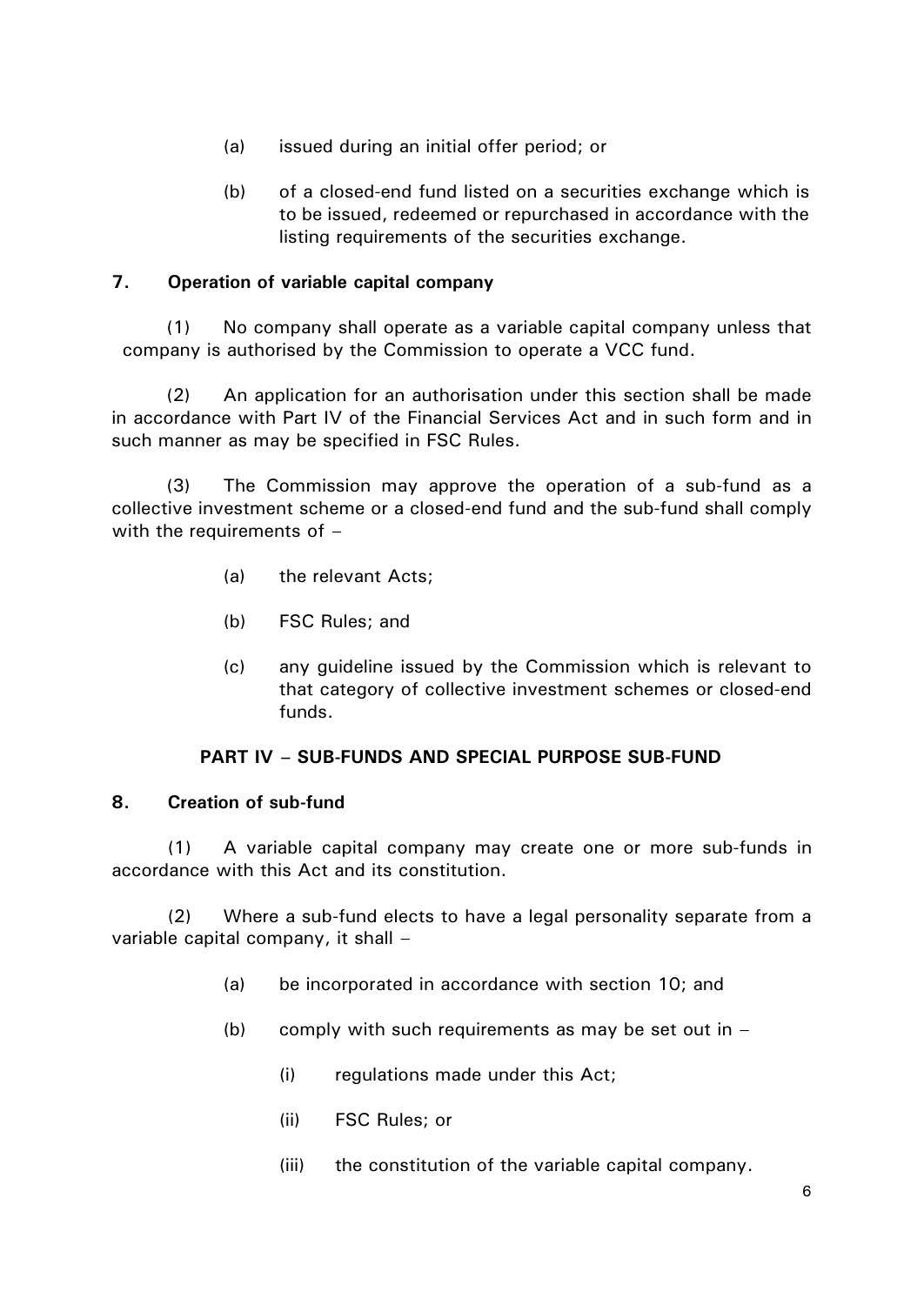(a) issued during an initial offer period; or

(b) of a closed-end fund listed on a securities exchange which is to be issued, redeemed or repurchased in accordance with the listing requirements of the securities exchange.

**7. Operation of variable capital company**

(1) No company shall operate as a variable capital company unless that company is authorised by the Commission to operate a VCC fund.

(2) An application for an authorisation under this section shall be made in accordance with Part IV of the Financial Services Act and in such form and in such manner as may be specified in FSC Rules.

(3) The Commission may approve the operation of a sub-fund as a collective investment scheme or a closed-end fund and the sub-fund shall comply with the requirements of –

(a) the relevant Acts;

(b) FSC Rules; and

(c) any guideline issued by the Commission which is relevant to that category of collective investment schemes or closed-end funds.

**PART IV – SUB-FUNDS AND SPECIAL PURPOSE SUB-FUND**

**8. Creation of sub-fund**

(1) A variable capital company may create one or more sub-funds in accordance with this Act and its constitution.

(2) Where a sub-fund elects to have a legal personality separate from a variable capital company, it shall –

(a) be incorporated in accordance with section 10; and

(b) comply with such requirements as may be set out in –

(i) regulations made under this Act;

(ii) FSC Rules; or

(iii) the constitution of the variable capital company.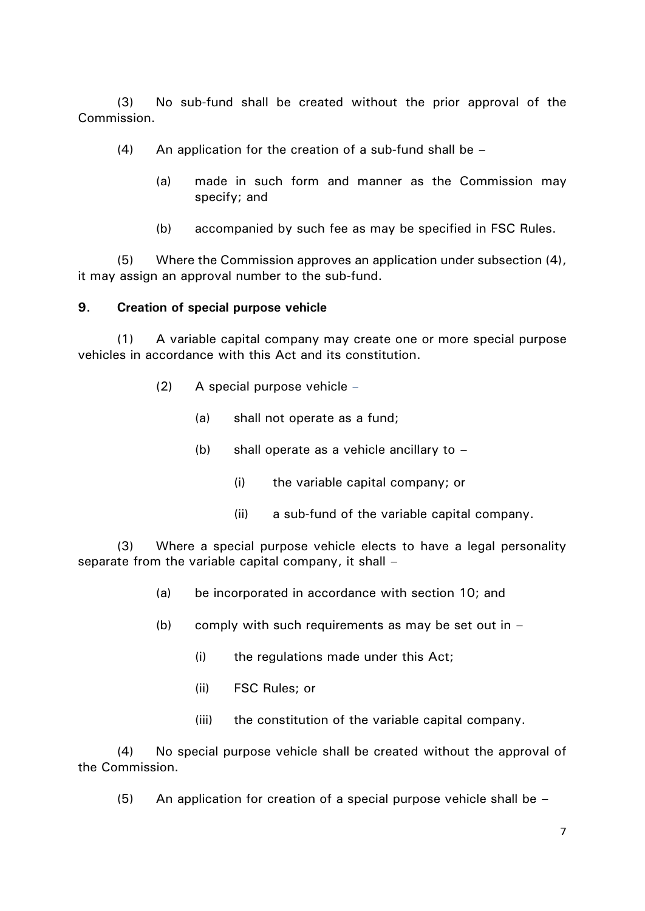(3) No sub-fund shall be created without the prior approval of the Commission.

(4) An application for the creation of a sub-fund shall be –

- (a) made in such form and manner as the Commission may specify; and
- (b) accompanied by such fee as may be specified in FSC Rules.

(5) Where the Commission approves an application under subsection (4), it may assign an approval number to the sub-fund.

**9. Creation of special purpose vehicle**

(1) A variable capital company may create one or more special purpose vehicles in accordance with this Act and its constitution.

(2) A special purpose vehicle –

- (a) shall not operate as a fund;
- (b) shall operate as a vehicle ancillary to –
  - (i) the variable capital company; or
  - (ii) a sub-fund of the variable capital company.

(3) Where a special purpose vehicle elects to have a legal personality separate from the variable capital company, it shall –

- (a) be incorporated in accordance with section 10; and
- (b) comply with such requirements as may be set out in –
  - (i) the regulations made under this Act;
  - (ii) FSC Rules; or
  - (iii) the constitution of the variable capital company.

(4) No special purpose vehicle shall be created without the approval of the Commission.

(5) An application for creation of a special purpose vehicle shall be –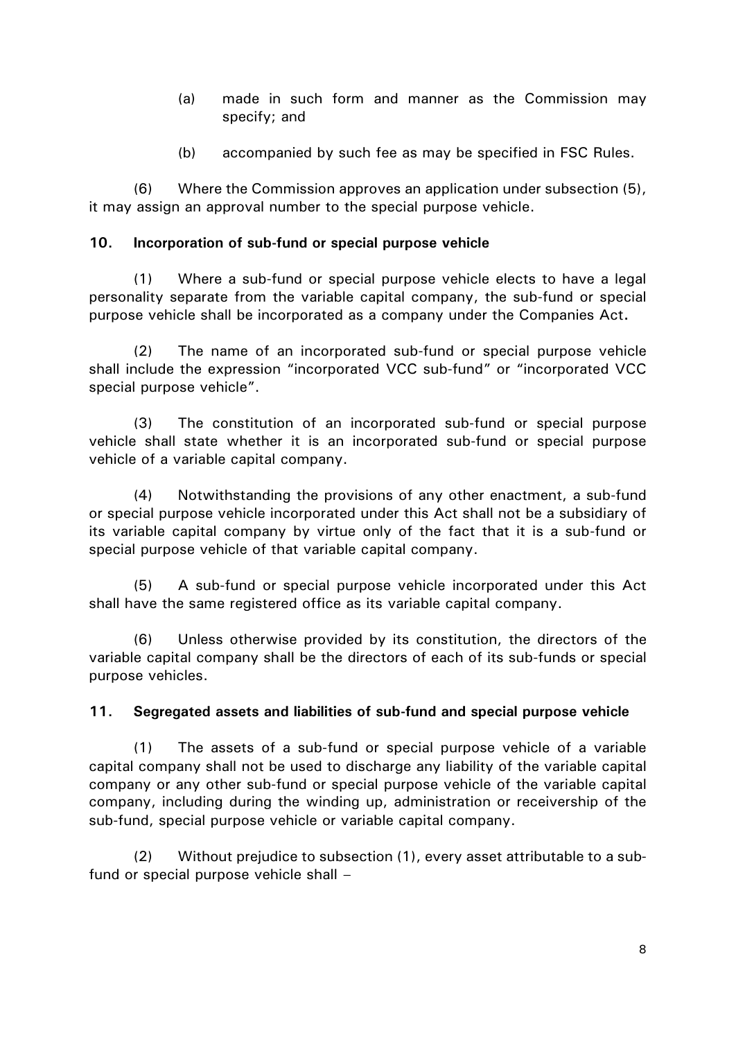(a) made in such form and manner as the Commission may specify; and

(b) accompanied by such fee as may be specified in FSC Rules.

(6) Where the Commission approves an application under subsection (5), it may assign an approval number to the special purpose vehicle.

### 10. Incorporation of sub-fund or special purpose vehicle

(1) Where a sub-fund or special purpose vehicle elects to have a legal personality separate from the variable capital company, the sub-fund or special purpose vehicle shall be incorporated as a company under the Companies Act.

(2) The name of an incorporated sub-fund or special purpose vehicle shall include the expression "incorporated VCC sub-fund" or "incorporated VCC special purpose vehicle".

(3) The constitution of an incorporated sub-fund or special purpose vehicle shall state whether it is an incorporated sub-fund or special purpose vehicle of a variable capital company.

(4) Notwithstanding the provisions of any other enactment, a sub-fund or special purpose vehicle incorporated under this Act shall not be a subsidiary of its variable capital company by virtue only of the fact that it is a sub-fund or special purpose vehicle of that variable capital company.

(5) A sub-fund or special purpose vehicle incorporated under this Act shall have the same registered office as its variable capital company.

(6) Unless otherwise provided by its constitution, the directors of the variable capital company shall be the directors of each of its sub-funds or special purpose vehicles.

### 11. Segregated assets and liabilities of sub-fund and special purpose vehicle

(1) The assets of a sub-fund or special purpose vehicle of a variable capital company shall not be used to discharge any liability of the variable capital company or any other sub-fund or special purpose vehicle of the variable capital company, including during the winding up, administration or receivership of the sub-fund, special purpose vehicle or variable capital company.

(2) Without prejudice to subsection (1), every asset attributable to a sub-fund or special purpose vehicle shall –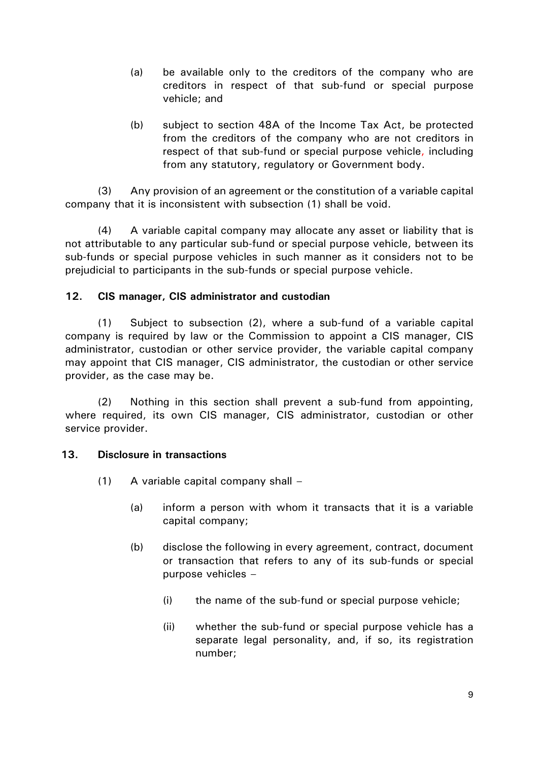(a) be available only to the creditors of the company who are creditors in respect of that sub-fund or special purpose vehicle; and

(b) subject to section 48A of the Income Tax Act, be protected from the creditors of the company who are not creditors in respect of that sub-fund or special purpose vehicle, including from any statutory, regulatory or Government body.

(3) Any provision of an agreement or the constitution of a variable capital company that it is inconsistent with subsection (1) shall be void.

(4) A variable capital company may allocate any asset or liability that is not attributable to any particular sub-fund or special purpose vehicle, between its sub-funds or special purpose vehicles in such manner as it considers not to be prejudicial to participants in the sub-funds or special purpose vehicle.

**12. CIS manager, CIS administrator and custodian**

(1) Subject to subsection (2), where a sub-fund of a variable capital company is required by law or the Commission to appoint a CIS manager, CIS administrator, custodian or other service provider, the variable capital company may appoint that CIS manager, CIS administrator, the custodian or other service provider, as the case may be.

(2) Nothing in this section shall prevent a sub-fund from appointing, where required, its own CIS manager, CIS administrator, custodian or other service provider.

**13. Disclosure in transactions**

(1) A variable capital company shall –

(a) inform a person with whom it transacts that it is a variable capital company;

(b) disclose the following in every agreement, contract, document or transaction that refers to any of its sub-funds or special purpose vehicles –

(i) the name of the sub-fund or special purpose vehicle;

(ii) whether the sub-fund or special purpose vehicle has a separate legal personality, and, if so, its registration number;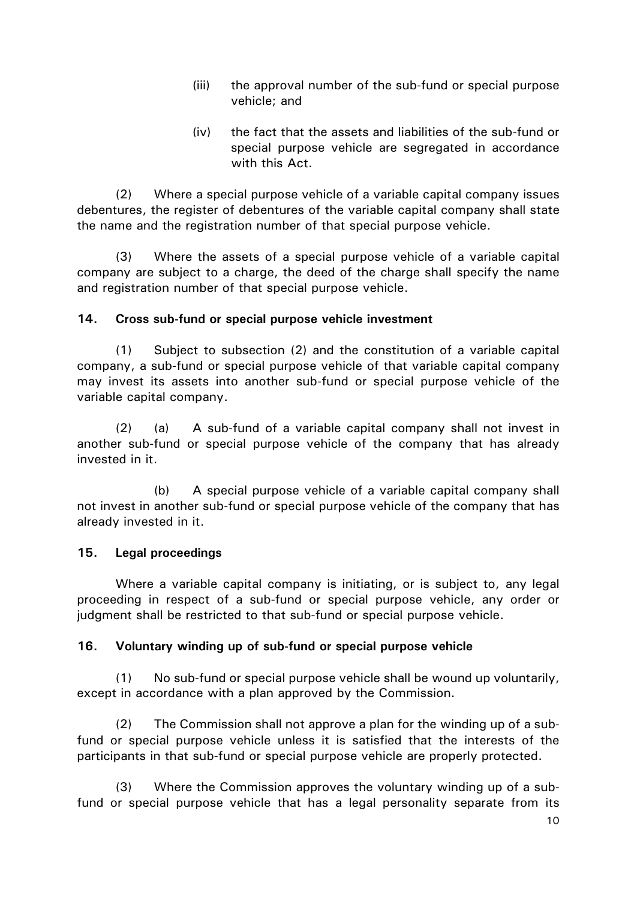(iii) the approval number of the sub-fund or special purpose vehicle; and

(iv) the fact that the assets and liabilities of the sub-fund or special purpose vehicle are segregated in accordance with this Act.

(2) Where a special purpose vehicle of a variable capital company issues debentures, the register of debentures of the variable capital company shall state the name and the registration number of that special purpose vehicle.

(3) Where the assets of a special purpose vehicle of a variable capital company are subject to a charge, the deed of the charge shall specify the name and registration number of that special purpose vehicle.

**14. Cross sub-fund or special purpose vehicle investment**

(1) Subject to subsection (2) and the constitution of a variable capital company, a sub-fund or special purpose vehicle of that variable capital company may invest its assets into another sub-fund or special purpose vehicle of the variable capital company.

(2) (a) A sub-fund of a variable capital company shall not invest in another sub-fund or special purpose vehicle of the company that has already invested in it.

(b) A special purpose vehicle of a variable capital company shall not invest in another sub-fund or special purpose vehicle of the company that has already invested in it.

**15. Legal proceedings**

Where a variable capital company is initiating, or is subject to, any legal proceeding in respect of a sub-fund or special purpose vehicle, any order or judgment shall be restricted to that sub-fund or special purpose vehicle.

**16. Voluntary winding up of sub-fund or special purpose vehicle**

(1) No sub-fund or special purpose vehicle shall be wound up voluntarily, except in accordance with a plan approved by the Commission.

(2) The Commission shall not approve a plan for the winding up of a sub-fund or special purpose vehicle unless it is satisfied that the interests of the participants in that sub-fund or special purpose vehicle are properly protected.

(3) Where the Commission approves the voluntary winding up of a sub-fund or special purpose vehicle that has a legal personality separate from its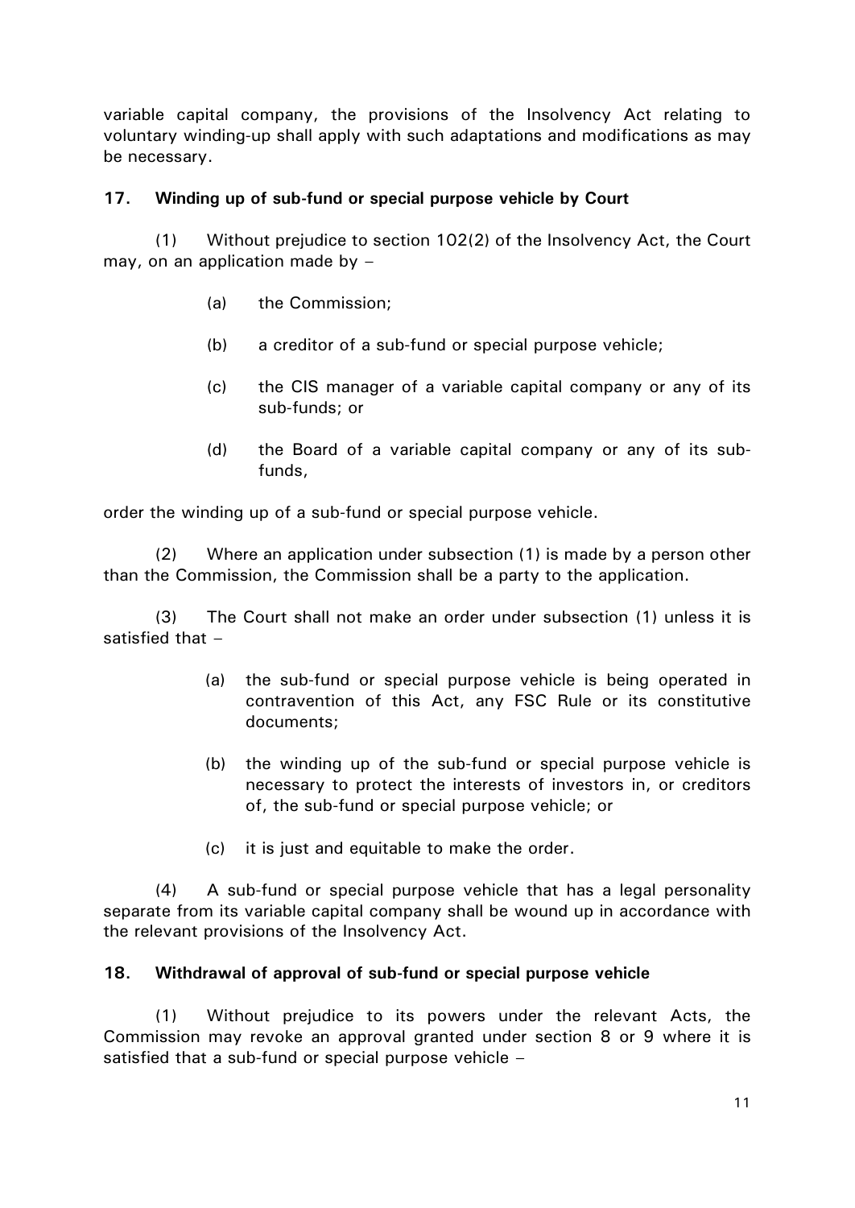variable capital company, the provisions of the Insolvency Act relating to voluntary winding-up shall apply with such adaptations and modifications as may be necessary.

### 17. Winding up of sub-fund or special purpose vehicle by Court

(1) Without prejudice to section 102(2) of the Insolvency Act, the Court may, on an application made by –

(a) the Commission;

(b) a creditor of a sub-fund or special purpose vehicle;

(c) the CIS manager of a variable capital company or any of its sub-funds; or

(d) the Board of a variable capital company or any of its sub-funds,

order the winding up of a sub-fund or special purpose vehicle.

(2) Where an application under subsection (1) is made by a person other than the Commission, the Commission shall be a party to the application.

(3) The Court shall not make an order under subsection (1) unless it is satisfied that –

(a) the sub-fund or special purpose vehicle is being operated in contravention of this Act, any FSC Rule or its constitutive documents;

(b) the winding up of the sub-fund or special purpose vehicle is necessary to protect the interests of investors in, or creditors of, the sub-fund or special purpose vehicle; or

(c) it is just and equitable to make the order.

(4) A sub-fund or special purpose vehicle that has a legal personality separate from its variable capital company shall be wound up in accordance with the relevant provisions of the Insolvency Act.

### 18. Withdrawal of approval of sub-fund or special purpose vehicle

(1) Without prejudice to its powers under the relevant Acts, the Commission may revoke an approval granted under section 8 or 9 where it is satisfied that a sub-fund or special purpose vehicle –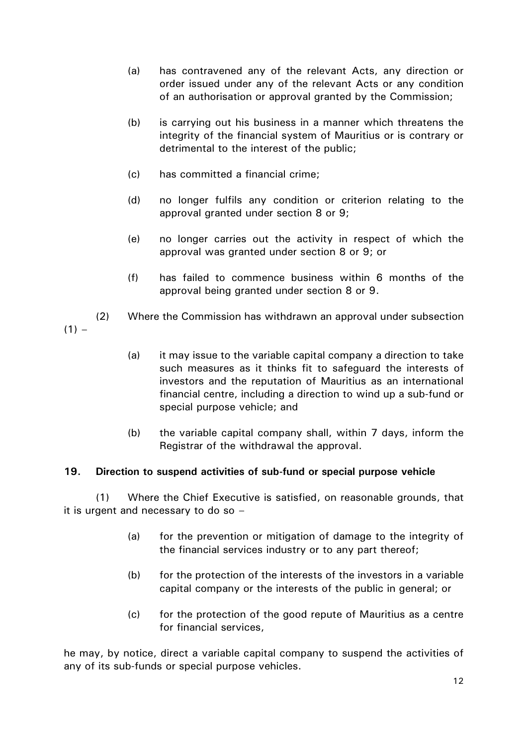(a) has contravened any of the relevant Acts, any direction or order issued under any of the relevant Acts or any condition of an authorisation or approval granted by the Commission;

(b) is carrying out his business in a manner which threatens the integrity of the financial system of Mauritius or is contrary or detrimental to the interest of the public;

(c) has committed a financial crime;

(d) no longer fulfils any condition or criterion relating to the approval granted under section 8 or 9;

(e) no longer carries out the activity in respect of which the approval was granted under section 8 or 9; or

(f) has failed to commence business within 6 months of the approval being granted under section 8 or 9.

(2) Where the Commission has withdrawn an approval under subsection (1) –

(a) it may issue to the variable capital company a direction to take such measures as it thinks fit to safeguard the interests of investors and the reputation of Mauritius as an international financial centre, including a direction to wind up a sub-fund or special purpose vehicle; and

(b) the variable capital company shall, within 7 days, inform the Registrar of the withdrawal the approval.

**19. Direction to suspend activities of sub-fund or special purpose vehicle**

(1) Where the Chief Executive is satisfied, on reasonable grounds, that it is urgent and necessary to do so –

(a) for the prevention or mitigation of damage to the integrity of the financial services industry or to any part thereof;

(b) for the protection of the interests of the investors in a variable capital company or the interests of the public in general; or

(c) for the protection of the good repute of Mauritius as a centre for financial services,

he may, by notice, direct a variable capital company to suspend the activities of any of its sub-funds or special purpose vehicles.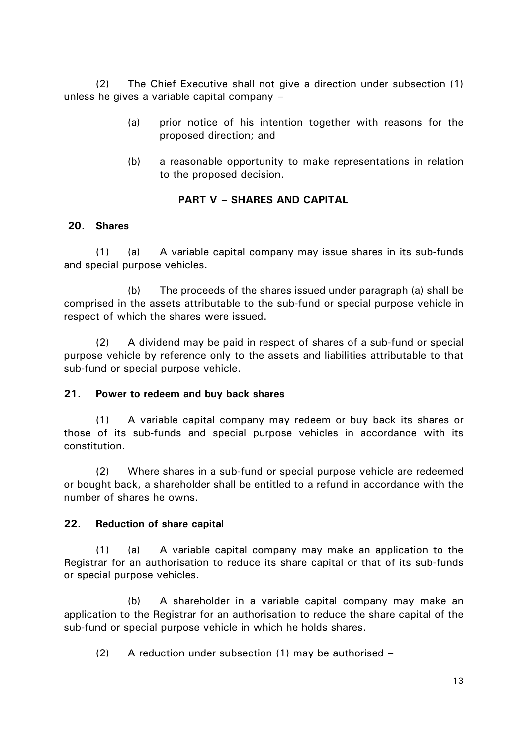(2) The Chief Executive shall not give a direction under subsection (1) unless he gives a variable capital company –

> (a) prior notice of his intention together with reasons for the proposed direction; and
>
> (b) a reasonable opportunity to make representations in relation to the proposed decision.

## PART V – SHARES AND CAPITAL

### 20. Shares

(1) (a) A variable capital company may issue shares in its sub-funds and special purpose vehicles.

(b) The proceeds of the shares issued under paragraph (a) shall be comprised in the assets attributable to the sub-fund or special purpose vehicle in respect of which the shares were issued.

(2) A dividend may be paid in respect of shares of a sub-fund or special purpose vehicle by reference only to the assets and liabilities attributable to that sub-fund or special purpose vehicle.

### 21. Power to redeem and buy back shares

(1) A variable capital company may redeem or buy back its shares or those of its sub-funds and special purpose vehicles in accordance with its constitution.

(2) Where shares in a sub-fund or special purpose vehicle are redeemed or bought back, a shareholder shall be entitled to a refund in accordance with the number of shares he owns.

### 22. Reduction of share capital

(1) (a) A variable capital company may make an application to the Registrar for an authorisation to reduce its share capital or that of its sub-funds or special purpose vehicles.

(b) A shareholder in a variable capital company may make an application to the Registrar for an authorisation to reduce the share capital of the sub-fund or special purpose vehicle in which he holds shares.

(2) A reduction under subsection (1) may be authorised –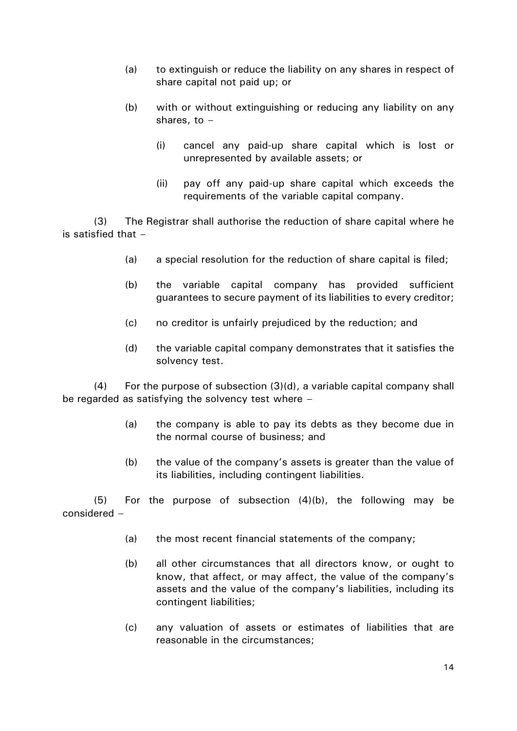(a) to extinguish or reduce the liability on any shares in respect of share capital not paid up; or

(b) with or without extinguishing or reducing any liability on any shares, to –

(i) cancel any paid-up share capital which is lost or unrepresented by available assets; or

(ii) pay off any paid-up share capital which exceeds the requirements of the variable capital company.

(3) The Registrar shall authorise the reduction of share capital where he is satisfied that –

(a) a special resolution for the reduction of share capital is filed;

(b) the variable capital company has provided sufficient guarantees to secure payment of its liabilities to every creditor;

(c) no creditor is unfairly prejudiced by the reduction; and

(d) the variable capital company demonstrates that it satisfies the solvency test.

(4) For the purpose of subsection (3)(d), a variable capital company shall be regarded as satisfying the solvency test where –

(a) the company is able to pay its debts as they become due in the normal course of business; and

(b) the value of the company's assets is greater than the value of its liabilities, including contingent liabilities.

(5) For the purpose of subsection (4)(b), the following may be considered –

(a) the most recent financial statements of the company;

(b) all other circumstances that all directors know, or ought to know, that affect, or may affect, the value of the company's assets and the value of the company's liabilities, including its contingent liabilities;

(c) any valuation of assets or estimates of liabilities that are reasonable in the circumstances;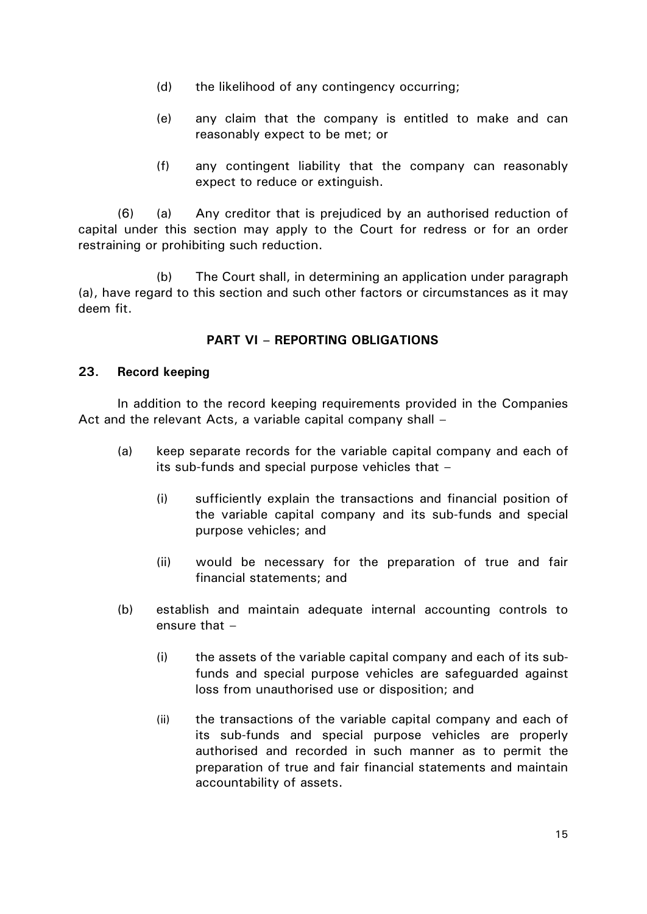(d) the likelihood of any contingency occurring;

(e) any claim that the company is entitled to make and can reasonably expect to be met; or

(f) any contingent liability that the company can reasonably expect to reduce or extinguish.

(6) (a) Any creditor that is prejudiced by an authorised reduction of capital under this section may apply to the Court for redress or for an order restraining or prohibiting such reduction.

(b) The Court shall, in determining an application under paragraph (a), have regard to this section and such other factors or circumstances as it may deem fit.

## PART VI – REPORTING OBLIGATIONS

### 23. Record keeping

In addition to the record keeping requirements provided in the Companies Act and the relevant Acts, a variable capital company shall –

(a) keep separate records for the variable capital company and each of its sub-funds and special purpose vehicles that –

   (i) sufficiently explain the transactions and financial position of the variable capital company and its sub-funds and special purpose vehicles; and

   (ii) would be necessary for the preparation of true and fair financial statements; and

(b) establish and maintain adequate internal accounting controls to ensure that –

   (i) the assets of the variable capital company and each of its sub-funds and special purpose vehicles are safeguarded against loss from unauthorised use or disposition; and

   (ii) the transactions of the variable capital company and each of its sub-funds and special purpose vehicles are properly authorised and recorded in such manner as to permit the preparation of true and fair financial statements and maintain accountability of assets.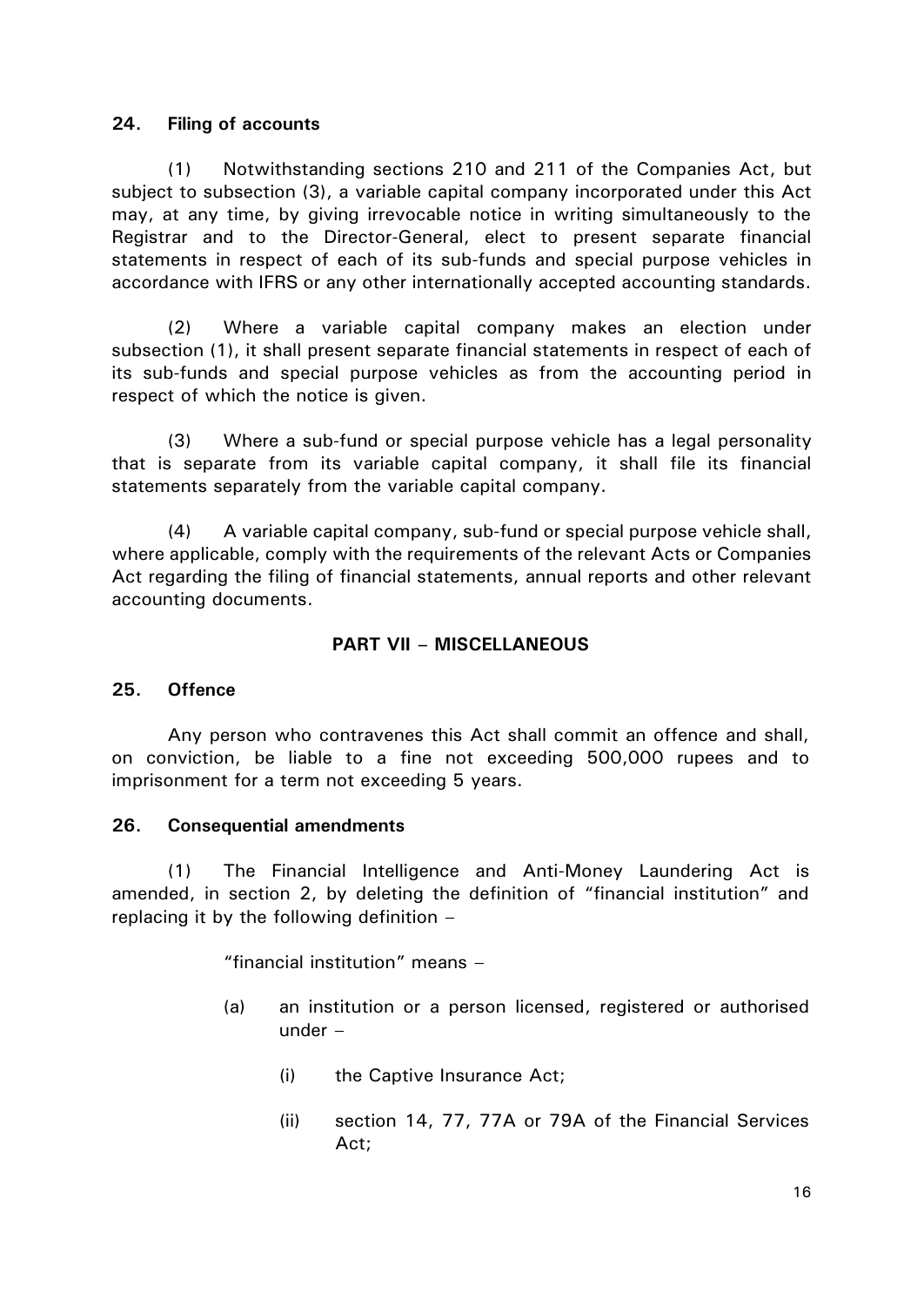**24. Filing of accounts**

(1) Notwithstanding sections 210 and 211 of the Companies Act, but subject to subsection (3), a variable capital company incorporated under this Act may, at any time, by giving irrevocable notice in writing simultaneously to the Registrar and to the Director-General, elect to present separate financial statements in respect of each of its sub-funds and special purpose vehicles in accordance with IFRS or any other internationally accepted accounting standards.

(2) Where a variable capital company makes an election under subsection (1), it shall present separate financial statements in respect of each of its sub-funds and special purpose vehicles as from the accounting period in respect of which the notice is given.

(3) Where a sub-fund or special purpose vehicle has a legal personality that is separate from its variable capital company, it shall file its financial statements separately from the variable capital company.

(4) A variable capital company, sub-fund or special purpose vehicle shall, where applicable, comply with the requirements of the relevant Acts or Companies Act regarding the filing of financial statements, annual reports and other relevant accounting documents.

## PART VII – MISCELLANEOUS

**25. Offence**

Any person who contravenes this Act shall commit an offence and shall, on conviction, be liable to a fine not exceeding 500,000 rupees and to imprisonment for a term not exceeding 5 years.

**26. Consequential amendments**

(1) The Financial Intelligence and Anti-Money Laundering Act is amended, in section 2, by deleting the definition of "financial institution" and replacing it by the following definition –

"financial institution" means –

(a) an institution or a person licensed, registered or authorised under –

(i) the Captive Insurance Act;

(ii) section 14, 77, 77A or 79A of the Financial Services Act;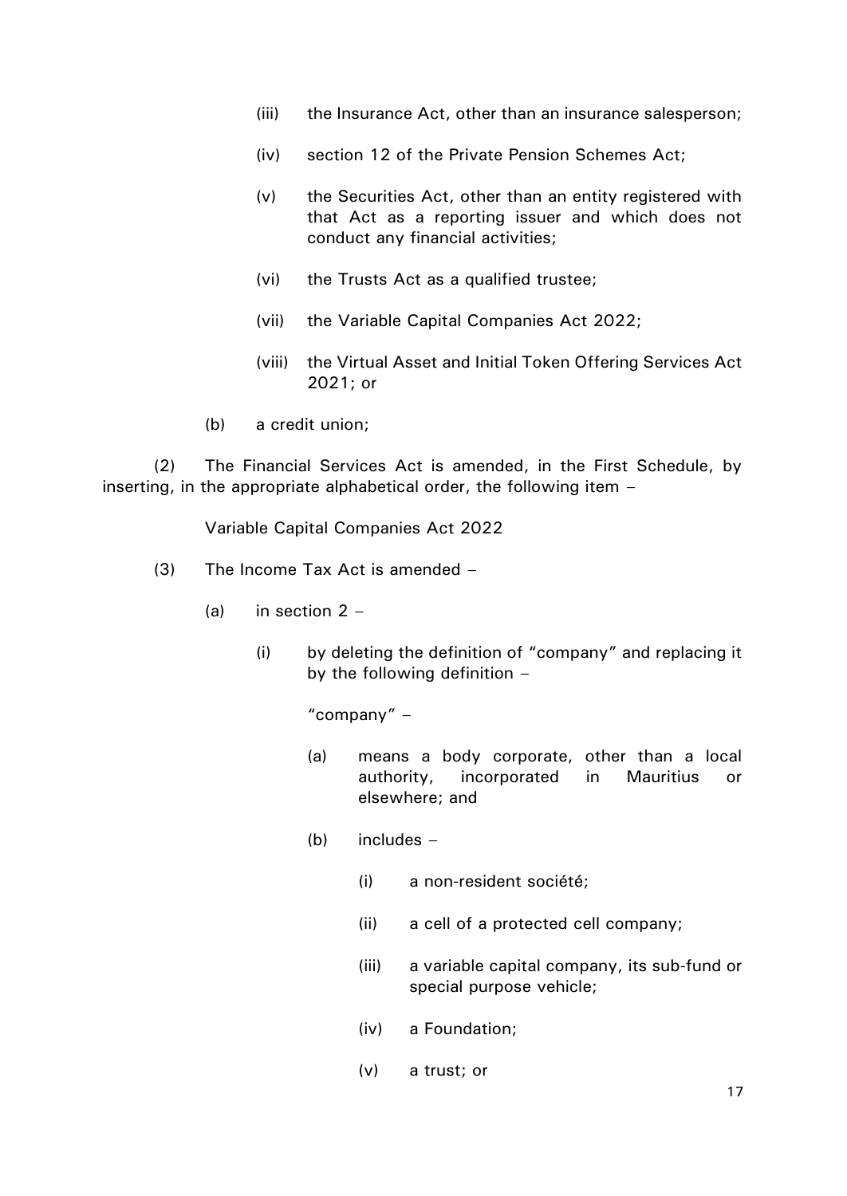(iii) the Insurance Act, other than an insurance salesperson;

(iv) section 12 of the Private Pension Schemes Act;

(v) the Securities Act, other than an entity registered with that Act as a reporting issuer and which does not conduct any financial activities;

(vi) the Trusts Act as a qualified trustee;

(vii) the Variable Capital Companies Act 2022;

(viii) the Virtual Asset and Initial Token Offering Services Act 2021; or

(b) a credit union;

(2) The Financial Services Act is amended, in the First Schedule, by inserting, in the appropriate alphabetical order, the following item –

Variable Capital Companies Act 2022

(3) The Income Tax Act is amended –

(a) in section 2 –

(i) by deleting the definition of "company" and replacing it by the following definition –

"company" –

(a) means a body corporate, other than a local authority, incorporated in Mauritius or elsewhere; and

(b) includes –

(i) a non-resident société;

(ii) a cell of a protected cell company;

(iii) a variable capital company, its sub-fund or special purpose vehicle;

(iv) a Foundation;

(v) a trust; or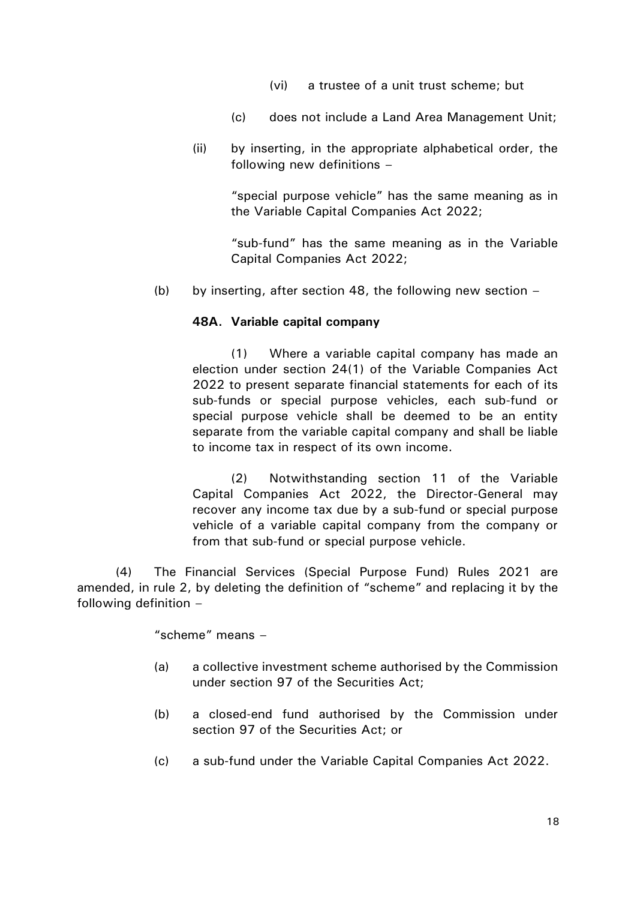(vi) a trustee of a unit trust scheme; but

(c) does not include a Land Area Management Unit;

(ii) by inserting, in the appropriate alphabetical order, the following new definitions –

"special purpose vehicle" has the same meaning as in the Variable Capital Companies Act 2022;

"sub-fund" has the same meaning as in the Variable Capital Companies Act 2022;

(b) by inserting, after section 48, the following new section –

**48A. Variable capital company**

(1) Where a variable capital company has made an election under section 24(1) of the Variable Companies Act 2022 to present separate financial statements for each of its sub-funds or special purpose vehicles, each sub-fund or special purpose vehicle shall be deemed to be an entity separate from the variable capital company and shall be liable to income tax in respect of its own income.

(2) Notwithstanding section 11 of the Variable Capital Companies Act 2022, the Director-General may recover any income tax due by a sub-fund or special purpose vehicle of a variable capital company from the company or from that sub-fund or special purpose vehicle.

(4) The Financial Services (Special Purpose Fund) Rules 2021 are amended, in rule 2, by deleting the definition of "scheme" and replacing it by the following definition –

"scheme" means –

(a) a collective investment scheme authorised by the Commission under section 97 of the Securities Act;

(b) a closed-end fund authorised by the Commission under section 97 of the Securities Act; or

(c) a sub-fund under the Variable Capital Companies Act 2022.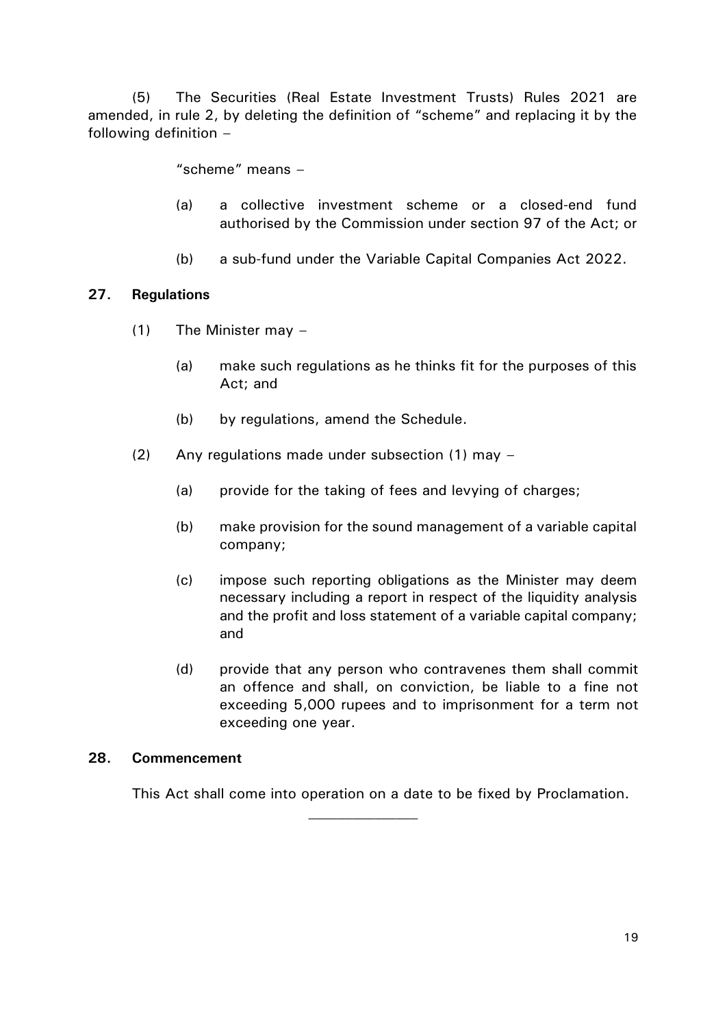(5) The Securities (Real Estate Investment Trusts) Rules 2021 are amended, in rule 2, by deleting the definition of "scheme" and replacing it by the following definition –

"scheme" means –

(a) a collective investment scheme or a closed-end fund authorised by the Commission under section 97 of the Act; or

(b) a sub-fund under the Variable Capital Companies Act 2022.

**27. Regulations**

(1) The Minister may –

(a) make such regulations as he thinks fit for the purposes of this Act; and

(b) by regulations, amend the Schedule.

(2) Any regulations made under subsection (1) may –

(a) provide for the taking of fees and levying of charges;

(b) make provision for the sound management of a variable capital company;

(c) impose such reporting obligations as the Minister may deem necessary including a report in respect of the liquidity analysis and the profit and loss statement of a variable capital company; and

(d) provide that any person who contravenes them shall commit an offence and shall, on conviction, be liable to a fine not exceeding 5,000 rupees and to imprisonment for a term not exceeding one year.

**28. Commencement**

This Act shall come into operation on a date to be fixed by Proclamation.

---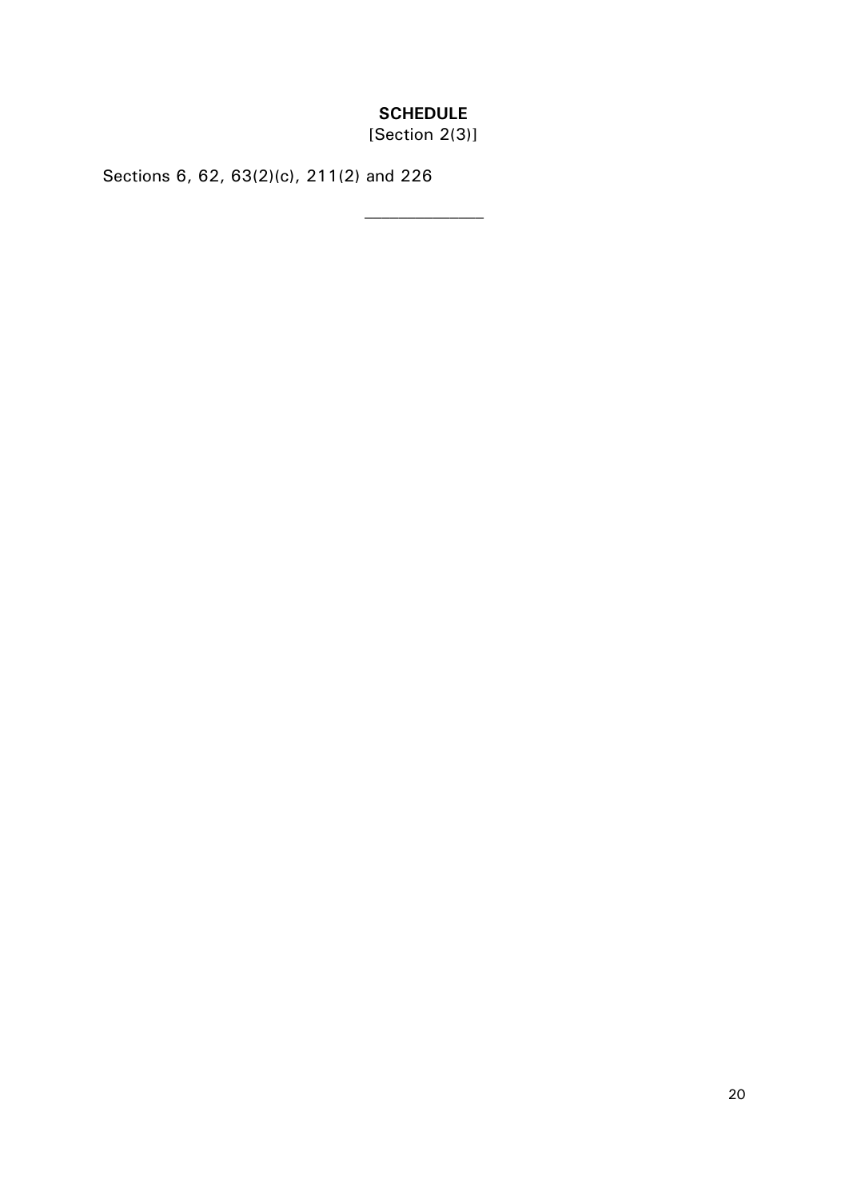## SCHEDULE

[Section 2(3)]

Sections 6, 62, 63(2)(c), 211(2) and 226

______________